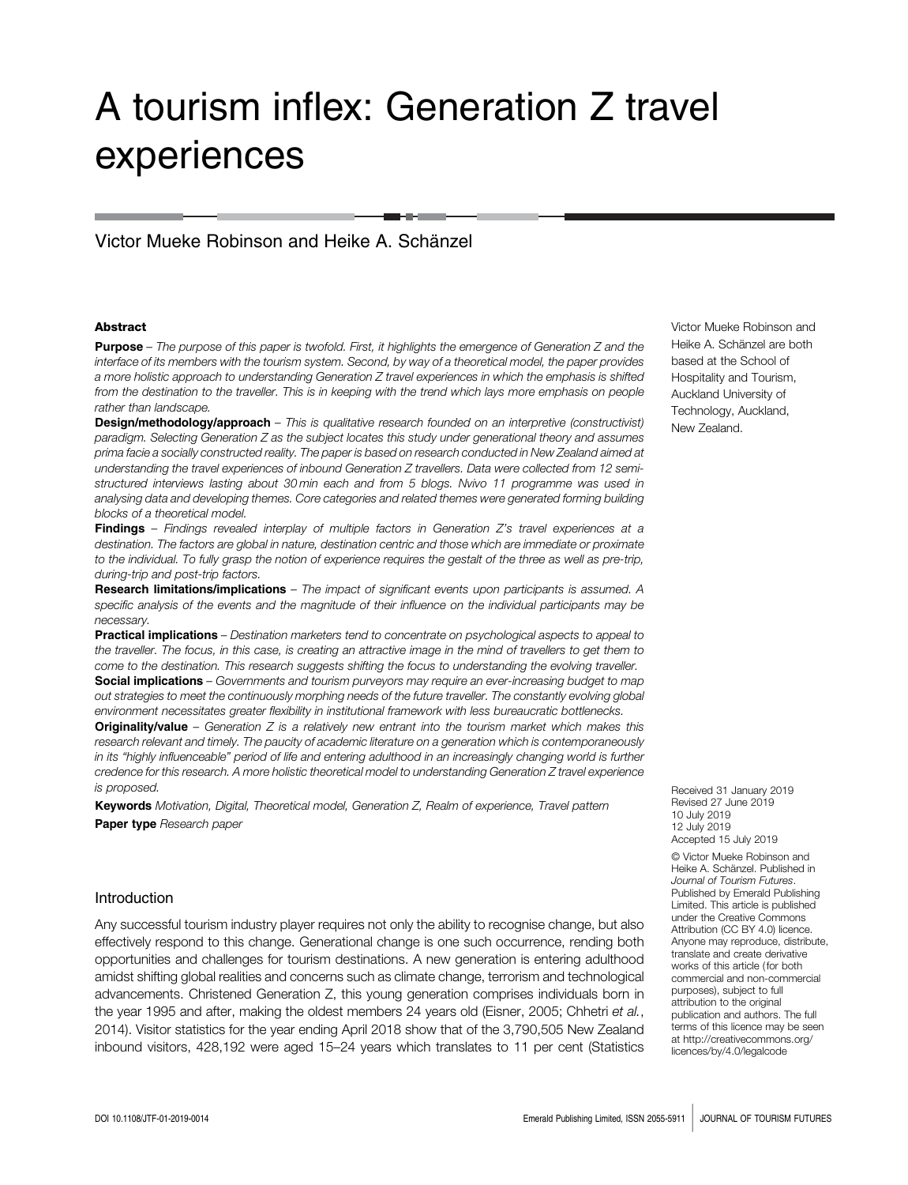# A tourism inflex: Generation Z travel experiences

Victor Mueke Robinson and Heike A. Schänzel

Victor Mueke Robinson and Heike A. Schänzel are both based at the School of Hospitality and Tourism, Auckland University of Technology, Auckland, New Zealand.

### Abstract

**Purpose** – *The purpose of this paper is twofold. First, it highlights the emergence of Generation Z and the interface of its members with the tourism system. Second, by way of a theoretical model, the paper provides a more holistic approach to understanding Generation Z travel experiences in which the emphasis is shifted from the destination to the traveller. This is in keeping with the trend which lays more emphasis on people rather than landscape.*

**Design/methodology/approach** – *This is qualitative research founded on an interpretive (constructivist) paradigm. Selecting Generation Z as the subject locates this study under generational theory and assumes prima facie a socially constructed reality. The paper is based on research conducted in New Zealand aimed at understanding the travel experiences of inbound Generation Z travellers. Data were collected from 12 semi-structured interviews lasting about 30 min each and from 5 blogs. Nvivo 11 programme was used in analysing data and developing themes. Core categories and related themes were generated forming building blocks of a theoretical model.*

**Findings** – *Findings revealed interplay of multiple factors in Generation Z's travel experiences at a destination. The factors are global in nature, destination centric and those which are immediate or proximate to the individual. To fully grasp the notion of experience requires the gestalt of the three as well as pre-trip, during-trip and post-trip factors.*

**Research limitations/implications** – *The impact of significant events upon participants is assumed. A specific analysis of the events and the magnitude of their influence on the individual participants may be necessary.*

**Practical implications** – *Destination marketers tend to concentrate on psychological aspects to appeal to the traveller. The focus, in this case, is creating an attractive image in the mind of travellers to get them to come to the destination. This research suggests shifting the focus to understanding the evolving traveller.*

**Social implications** – *Governments and tourism purveyors may require an ever-increasing budget to map out strategies to meet the continuously morphing needs of the future traveller. The constantly evolving global environment necessitates greater flexibility in institutional framework with less bureaucratic bottlenecks.*

**Originality/value** – *Generation Z is a relatively new entrant into the tourism market which makes this research relevant and timely. The paucity of academic literature on a generation which is contemporaneously in its "highly influenceable" period of life and entering adulthood in an increasingly changing world is further credence for this research. A more holistic theoretical model to understanding Generation Z travel experience is proposed.*

**Keywords** *Motivation, Digital, Theoretical model, Generation Z, Realm of experience, Travel pattern*

**Paper type** *Research paper*

Received 31 January 2019
Revised 27 June 2019
10 July 2019
12 July 2019
Accepted 15 July 2019

© Victor Mueke Robinson and Heike A. Schänzel. Published in *Journal of Tourism Futures*. Published by Emerald Publishing Limited. This article is published under the Creative Commons Attribution (CC BY 4.0) licence. Anyone may reproduce, distribute, translate and create derivative works of this article (for both commercial and non-commercial purposes), subject to full attribution to the original publication and authors. The full terms of this licence may be seen at http://creativecommons.org/licences/by/4.0/legalcode

## Introduction

Any successful tourism industry player requires not only the ability to recognise change, but also effectively respond to this change. Generational change is one such occurrence, rending both opportunities and challenges for tourism destinations. A new generation is entering adulthood amidst shifting global realities and concerns such as climate change, terrorism and technological advancements. Christened Generation Z, this young generation comprises individuals born in the year 1995 and after, making the oldest members 24 years old (Eisner, 2005; Chhetri *et al.*, 2014). Visitor statistics for the year ending April 2018 show that of the 3,790,505 New Zealand inbound visitors, 428,192 were aged 15–24 years which translates to 11 per cent (Statistics

DOI 10.1108/JTF-01-2019-0014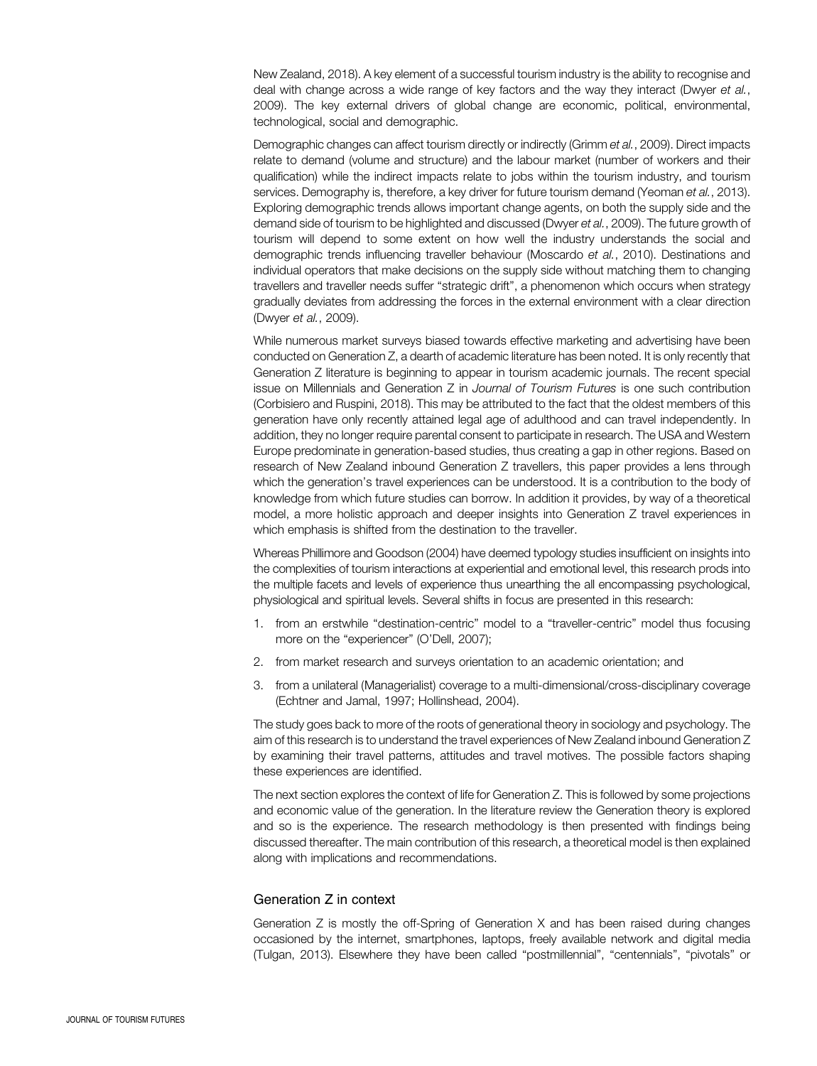New Zealand, 2018). A key element of a successful tourism industry is the ability to recognise and deal with change across a wide range of key factors and the way they interact (Dwyer *et al.*, 2009). The key external drivers of global change are economic, political, environmental, technological, social and demographic.

Demographic changes can affect tourism directly or indirectly (Grimm *et al.*, 2009). Direct impacts relate to demand (volume and structure) and the labour market (number of workers and their qualification) while the indirect impacts relate to jobs within the tourism industry, and tourism services. Demography is, therefore, a key driver for future tourism demand (Yeoman *et al.*, 2013). Exploring demographic trends allows important change agents, on both the supply side and the demand side of tourism to be highlighted and discussed (Dwyer *et al.*, 2009). The future growth of tourism will depend to some extent on how well the industry understands the social and demographic trends influencing traveller behaviour (Moscardo *et al.*, 2010). Destinations and individual operators that make decisions on the supply side without matching them to changing travellers and traveller needs suffer "strategic drift", a phenomenon which occurs when strategy gradually deviates from addressing the forces in the external environment with a clear direction (Dwyer *et al.*, 2009).

While numerous market surveys biased towards effective marketing and advertising have been conducted on Generation Z, a dearth of academic literature has been noted. It is only recently that Generation Z literature is beginning to appear in tourism academic journals. The recent special issue on Millennials and Generation Z in *Journal of Tourism Futures* is one such contribution (Corbisiero and Ruspini, 2018). This may be attributed to the fact that the oldest members of this generation have only recently attained legal age of adulthood and can travel independently. In addition, they no longer require parental consent to participate in research. The USA and Western Europe predominate in generation-based studies, thus creating a gap in other regions. Based on research of New Zealand inbound Generation Z travellers, this paper provides a lens through which the generation's travel experiences can be understood. It is a contribution to the body of knowledge from which future studies can borrow. In addition it provides, by way of a theoretical model, a more holistic approach and deeper insights into Generation Z travel experiences in which emphasis is shifted from the destination to the traveller.

Whereas Phillimore and Goodson (2004) have deemed typology studies insufficient on insights into the complexities of tourism interactions at experiential and emotional level, this research prods into the multiple facets and levels of experience thus unearthing the all encompassing psychological, physiological and spiritual levels. Several shifts in focus are presented in this research:

1. from an erstwhile "destination-centric" model to a "traveller-centric" model thus focusing more on the "experiencer" (O'Dell, 2007);
2. from market research and surveys orientation to an academic orientation; and
3. from a unilateral (Managerialist) coverage to a multi-dimensional/cross-disciplinary coverage (Echtner and Jamal, 1997; Hollinshead, 2004).

The study goes back to more of the roots of generational theory in sociology and psychology. The aim of this research is to understand the travel experiences of New Zealand inbound Generation Z by examining their travel patterns, attitudes and travel motives. The possible factors shaping these experiences are identified.

The next section explores the context of life for Generation Z. This is followed by some projections and economic value of the generation. In the literature review the Generation theory is explored and so is the experience. The research methodology is then presented with findings being discussed thereafter. The main contribution of this research, a theoretical model is then explained along with implications and recommendations.

## Generation Z in context

Generation Z is mostly the off-Spring of Generation X and has been raised during changes occasioned by the internet, smartphones, laptops, freely available network and digital media (Tulgan, 2013). Elsewhere they have been called "postmillennial", "centennials", "pivotals" or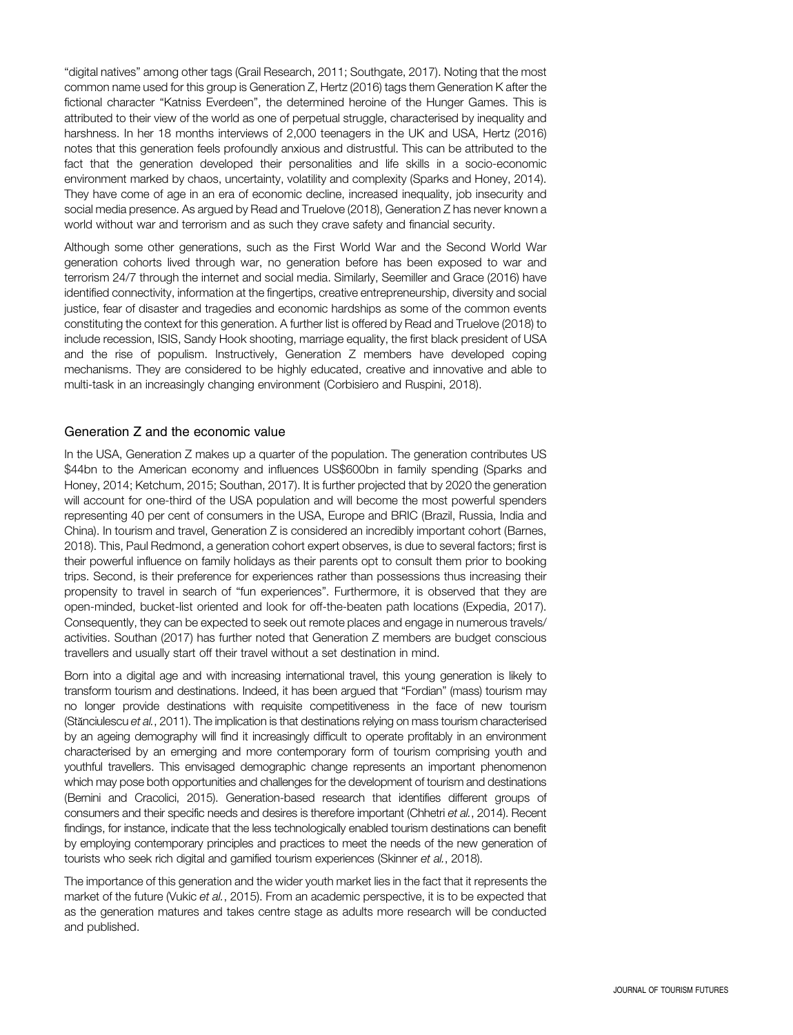"digital natives" among other tags (Grail Research, 2011; Southgate, 2017). Noting that the most common name used for this group is Generation Z, Hertz (2016) tags them Generation K after the fictional character "Katniss Everdeen", the determined heroine of the Hunger Games. This is attributed to their view of the world as one of perpetual struggle, characterised by inequality and harshness. In her 18 months interviews of 2,000 teenagers in the UK and USA, Hertz (2016) notes that this generation feels profoundly anxious and distrustful. This can be attributed to the fact that the generation developed their personalities and life skills in a socio-economic environment marked by chaos, uncertainty, volatility and complexity (Sparks and Honey, 2014). They have come of age in an era of economic decline, increased inequality, job insecurity and social media presence. As argued by Read and Truelove (2018), Generation Z has never known a world without war and terrorism and as such they crave safety and financial security.

Although some other generations, such as the First World War and the Second World War generation cohorts lived through war, no generation before has been exposed to war and terrorism 24/7 through the internet and social media. Similarly, Seemiller and Grace (2016) have identified connectivity, information at the fingertips, creative entrepreneurship, diversity and social justice, fear of disaster and tragedies and economic hardships as some of the common events constituting the context for this generation. A further list is offered by Read and Truelove (2018) to include recession, ISIS, Sandy Hook shooting, marriage equality, the first black president of USA and the rise of populism. Instructively, Generation Z members have developed coping mechanisms. They are considered to be highly educated, creative and innovative and able to multi-task in an increasingly changing environment (Corbisiero and Ruspini, 2018).

## Generation Z and the economic value

In the USA, Generation Z makes up a quarter of the population. The generation contributes US $44bn to the American economy and influences US$600bn in family spending (Sparks and Honey, 2014; Ketchum, 2015; Southan, 2017). It is further projected that by 2020 the generation will account for one-third of the USA population and will become the most powerful spenders representing 40 per cent of consumers in the USA, Europe and BRIC (Brazil, Russia, India and China). In tourism and travel, Generation Z is considered an incredibly important cohort (Barnes, 2018). This, Paul Redmond, a generation cohort expert observes, is due to several factors; first is their powerful influence on family holidays as their parents opt to consult them prior to booking trips. Second, is their preference for experiences rather than possessions thus increasing their propensity to travel in search of "fun experiences". Furthermore, it is observed that they are open-minded, bucket-list oriented and look for off-the-beaten path locations (Expedia, 2017). Consequently, they can be expected to seek out remote places and engage in numerous travels/activities. Southan (2017) has further noted that Generation Z members are budget conscious travellers and usually start off their travel without a set destination in mind.

Born into a digital age and with increasing international travel, this young generation is likely to transform tourism and destinations. Indeed, it has been argued that "Fordian" (mass) tourism may no longer provide destinations with requisite competitiveness in the face of new tourism (Stănciulescu *et al.*, 2011). The implication is that destinations relying on mass tourism characterised by an ageing demography will find it increasingly difficult to operate profitably in an environment characterised by an emerging and more contemporary form of tourism comprising youth and youthful travellers. This envisaged demographic change represents an important phenomenon which may pose both opportunities and challenges for the development of tourism and destinations (Bernini and Cracolici, 2015). Generation-based research that identifies different groups of consumers and their specific needs and desires is therefore important (Chhetri *et al.*, 2014). Recent findings, for instance, indicate that the less technologically enabled tourism destinations can benefit by employing contemporary principles and practices to meet the needs of the new generation of tourists who seek rich digital and gamified tourism experiences (Skinner *et al.*, 2018).

The importance of this generation and the wider youth market lies in the fact that it represents the market of the future (Vukic *et al.*, 2015). From an academic perspective, it is to be expected that as the generation matures and takes centre stage as adults more research will be conducted and published.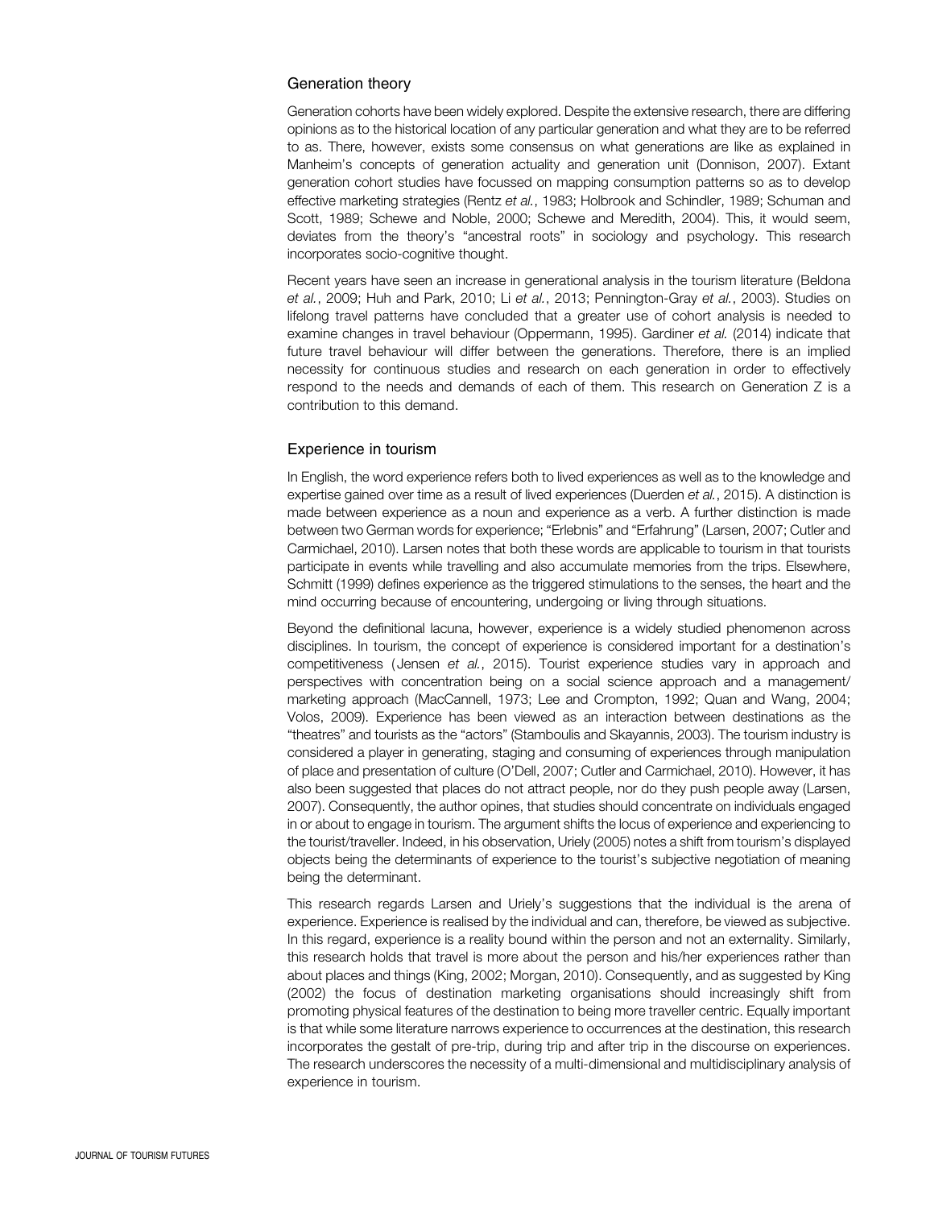## Generation theory

Generation cohorts have been widely explored. Despite the extensive research, there are differing opinions as to the historical location of any particular generation and what they are to be referred to as. There, however, exists some consensus on what generations are like as explained in Manheim's concepts of generation actuality and generation unit (Donnison, 2007). Extant generation cohort studies have focussed on mapping consumption patterns so as to develop effective marketing strategies (Rentz *et al.*, 1983; Holbrook and Schindler, 1989; Schuman and Scott, 1989; Schewe and Noble, 2000; Schewe and Meredith, 2004). This, it would seem, deviates from the theory's "ancestral roots" in sociology and psychology. This research incorporates socio-cognitive thought.

Recent years have seen an increase in generational analysis in the tourism literature (Beldona *et al.*, 2009; Huh and Park, 2010; Li *et al.*, 2013; Pennington-Gray *et al.*, 2003). Studies on lifelong travel patterns have concluded that a greater use of cohort analysis is needed to examine changes in travel behaviour (Oppermann, 1995). Gardiner *et al.* (2014) indicate that future travel behaviour will differ between the generations. Therefore, there is an implied necessity for continuous studies and research on each generation in order to effectively respond to the needs and demands of each of them. This research on Generation Z is a contribution to this demand.

## Experience in tourism

In English, the word experience refers both to lived experiences as well as to the knowledge and expertise gained over time as a result of lived experiences (Duerden *et al.*, 2015). A distinction is made between experience as a noun and experience as a verb. A further distinction is made between two German words for experience; "Erlebnis" and "Erfahrung" (Larsen, 2007; Cutler and Carmichael, 2010). Larsen notes that both these words are applicable to tourism in that tourists participate in events while travelling and also accumulate memories from the trips. Elsewhere, Schmitt (1999) defines experience as the triggered stimulations to the senses, the heart and the mind occurring because of encountering, undergoing or living through situations.

Beyond the definitional lacuna, however, experience is a widely studied phenomenon across disciplines. In tourism, the concept of experience is considered important for a destination's competitiveness (Jensen *et al.*, 2015). Tourist experience studies vary in approach and perspectives with concentration being on a social science approach and a management/ marketing approach (MacCannell, 1973; Lee and Crompton, 1992; Quan and Wang, 2004; Volos, 2009). Experience has been viewed as an interaction between destinations as the "theatres" and tourists as the "actors" (Stamboulis and Skayannis, 2003). The tourism industry is considered a player in generating, staging and consuming of experiences through manipulation of place and presentation of culture (O'Dell, 2007; Cutler and Carmichael, 2010). However, it has also been suggested that places do not attract people, nor do they push people away (Larsen, 2007). Consequently, the author opines, that studies should concentrate on individuals engaged in or about to engage in tourism. The argument shifts the locus of experience and experiencing to the tourist/traveller. Indeed, in his observation, Uriely (2005) notes a shift from tourism's displayed objects being the determinants of experience to the tourist's subjective negotiation of meaning being the determinant.

This research regards Larsen and Uriely's suggestions that the individual is the arena of experience. Experience is realised by the individual and can, therefore, be viewed as subjective. In this regard, experience is a reality bound within the person and not an externality. Similarly, this research holds that travel is more about the person and his/her experiences rather than about places and things (King, 2002; Morgan, 2010). Consequently, and as suggested by King (2002) the focus of destination marketing organisations should increasingly shift from promoting physical features of the destination to being more traveller centric. Equally important is that while some literature narrows experience to occurrences at the destination, this research incorporates the gestalt of pre-trip, during trip and after trip in the discourse on experiences. The research underscores the necessity of a multi-dimensional and multidisciplinary analysis of experience in tourism.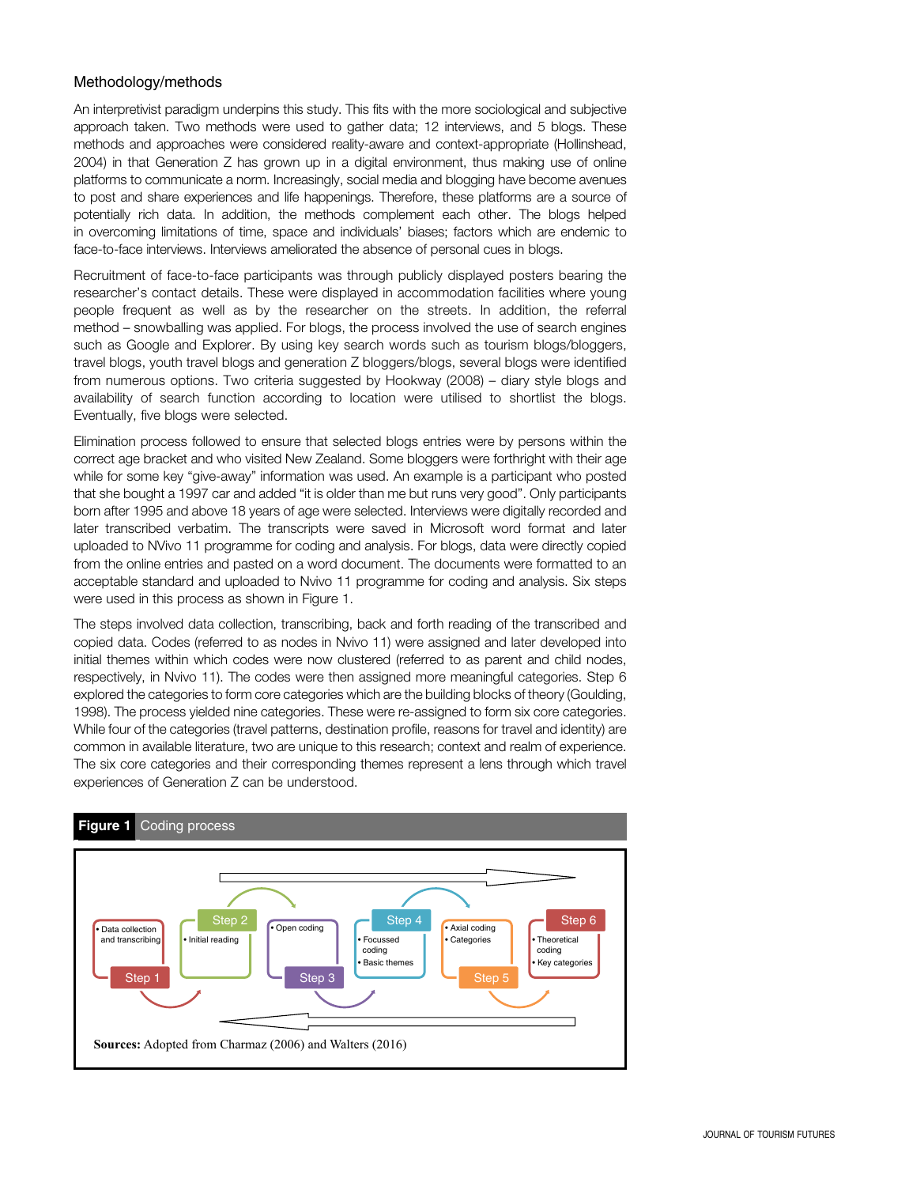## Methodology/methods

An interpretivist paradigm underpins this study. This fits with the more sociological and subjective approach taken. Two methods were used to gather data; 12 interviews, and 5 blogs. These methods and approaches were considered reality-aware and context-appropriate (Hollinshead, 2004) in that Generation Z has grown up in a digital environment, thus making use of online platforms to communicate a norm. Increasingly, social media and blogging have become avenues to post and share experiences and life happenings. Therefore, these platforms are a source of potentially rich data. In addition, the methods complement each other. The blogs helped in overcoming limitations of time, space and individuals' biases; factors which are endemic to face-to-face interviews. Interviews ameliorated the absence of personal cues in blogs.

Recruitment of face-to-face participants was through publicly displayed posters bearing the researcher's contact details. These were displayed in accommodation facilities where young people frequent as well as by the researcher on the streets. In addition, the referral method – snowballing was applied. For blogs, the process involved the use of search engines such as Google and Explorer. By using key search words such as tourism blogs/bloggers, travel blogs, youth travel blogs and generation Z bloggers/blogs, several blogs were identified from numerous options. Two criteria suggested by Hookway (2008) – diary style blogs and availability of search function according to location were utilised to shortlist the blogs. Eventually, five blogs were selected.

Elimination process followed to ensure that selected blogs entries were by persons within the correct age bracket and who visited New Zealand. Some bloggers were forthright with their age while for some key "give-away" information was used. An example is a participant who posted that she bought a 1997 car and added "it is older than me but runs very good". Only participants born after 1995 and above 18 years of age were selected. Interviews were digitally recorded and later transcribed verbatim. The transcripts were saved in Microsoft word format and later uploaded to NVivo 11 programme for coding and analysis. For blogs, data were directly copied from the online entries and pasted on a word document. The documents were formatted to an acceptable standard and uploaded to Nvivo 11 programme for coding and analysis. Six steps were used in this process as shown in Figure 1.

The steps involved data collection, transcribing, back and forth reading of the transcribed and copied data. Codes (referred to as nodes in Nvivo 11) were assigned and later developed into initial themes within which codes were now clustered (referred to as parent and child nodes, respectively, in Nvivo 11). The codes were then assigned more meaningful categories. Step 6 explored the categories to form core categories which are the building blocks of theory (Goulding, 1998). The process yielded nine categories. These were re-assigned to form six core categories. While four of the categories (travel patterns, destination profile, reasons for travel and identity) are common in available literature, two are unique to this research; context and realm of experience. The six core categories and their corresponding themes represent a lens through which travel experiences of Generation Z can be understood.

**Figure 1** Coding process

- Step 1: Data collection and transcribing
- Step 2: Initial reading
- Step 3: Open coding
- Step 4: Focussed coding; Basic themes
- Step 5: Axial coding; Categories
- Step 6: Theoretical coding; Key categories

**Sources:** Adopted from Charmaz (2006) and Walters (2016)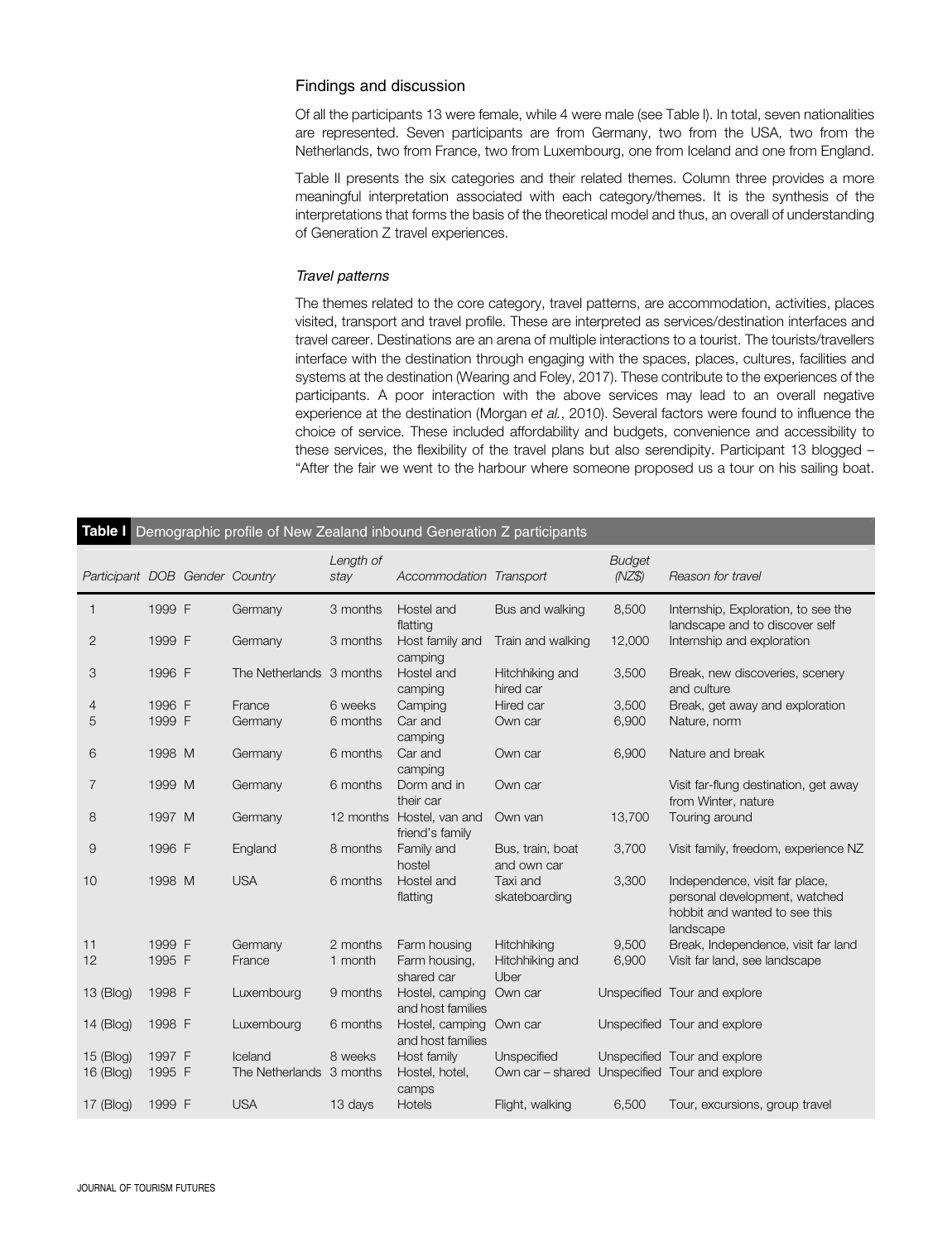## Findings and discussion

Of all the participants 13 were female, while 4 were male (see Table I). In total, seven nationalities are represented. Seven participants are from Germany, two from the USA, two from the Netherlands, two from France, two from Luxembourg, one from Iceland and one from England.

Table II presents the six categories and their related themes. Column three provides a more meaningful interpretation associated with each category/themes. It is the synthesis of the interpretations that forms the basis of the theoretical model and thus, an overall of understanding of Generation Z travel experiences.

### *Travel patterns*

The themes related to the core category, travel patterns, are accommodation, activities, places visited, transport and travel profile. These are interpreted as services/destination interfaces and travel career. Destinations are an arena of multiple interactions to a tourist. The tourists/travellers interface with the destination through engaging with the spaces, places, cultures, facilities and systems at the destination (Wearing and Foley, 2017). These contribute to the experiences of the participants. A poor interaction with the above services may lead to an overall negative experience at the destination (Morgan *et al.*, 2010). Several factors were found to influence the choice of service. These included affordability and budgets, convenience and accessibility to these services, the flexibility of the travel plans but also serendipity. Participant 13 blogged – "After the fair we went to the harbour where someone proposed us a tour on his sailing boat.

**Table I** Demographic profile of New Zealand inbound Generation Z participants

| Participant | DOB | Gender | Country | Length of stay | Accommodation | Transport | Budget (NZ$) | Reason for travel |
|---|---|---|---|---|---|---|---|---|
| 1 | 1999 | F | Germany | 3 months | Hostel and flatting | Bus and walking | 8,500 | Internship, Exploration, to see the landscape and to discover self |
| 2 | 1999 | F | Germany | 3 months | Host family and camping | Train and walking | 12,000 | Internship and exploration |
| 3 | 1996 | F | The Netherlands | 3 months | Hostel and camping | Hitchhiking and hired car | 3,500 | Break, new discoveries, scenery and culture |
| 4 | 1996 | F | France | 6 weeks | Camping | Hired car | 3,500 | Break, get away and exploration |
| 5 | 1999 | F | Germany | 6 months | Car and camping | Own car | 6,900 | Nature, norm |
| 6 | 1998 | M | Germany | 6 months | Car and camping | Own car | 6,900 | Nature and break |
| 7 | 1999 | M | Germany | 6 months | Dorm and in their car | Own car | | Visit far-flung destination, get away from Winter, nature |
| 8 | 1997 | M | Germany | 12 months | Hostel, van and friend's family | Own van | 13,700 | Touring around |
| 9 | 1996 | F | England | 8 months | Family and hostel | Bus, train, boat and own car | 3,700 | Visit family, freedom, experience NZ |
| 10 | 1998 | M | USA | 6 months | Hostel and flatting | Taxi and skateboarding | 3,300 | Independence, visit far place, personal development, watched hobbit and wanted to see this landscape |
| 11 | 1999 | F | Germany | 2 months | Farm housing | Hitchhiking | 9,500 | Break, Independence, visit far land |
| 12 | 1995 | F | France | 1 month | Farm housing, shared car | Hitchhiking and Uber | 6,900 | Visit far land, see landscape |
| 13 (Blog) | 1998 | F | Luxembourg | 9 months | Hostel, camping and host families | Own car | Unspecified | Tour and explore |
| 14 (Blog) | 1998 | F | Luxembourg | 6 months | Hostel, camping and host families | Own car | Unspecified | Tour and explore |
| 15 (Blog) | 1997 | F | Iceland | 8 weeks | Host family | Unspecified | Unspecified | Tour and explore |
| 16 (Blog) | 1995 | F | The Netherlands | 3 months | Hostel, hotel, camps | Own car – shared | Unspecified | Tour and explore |
| 17 (Blog) | 1999 | F | USA | 13 days | Hotels | Flight, walking | 6,500 | Tour, excursions, group travel |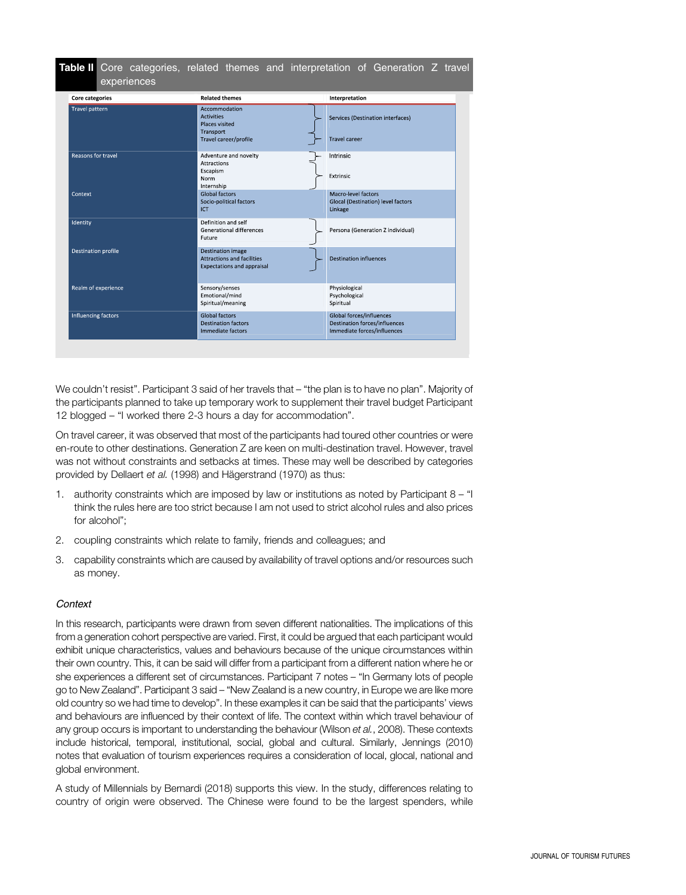**Table II** Core categories, related themes and interpretation of Generation Z travel experiences

| Core categories | Related themes | Interpretation |
|---|---|---|
| Travel pattern | Accommodation<br>Activities<br>Places visited<br>Transport<br>Travel career/profile | Services (Destination interfaces)<br><br>Travel career |
| Reasons for travel | Adventure and novelty<br>Attractions<br>Escapism<br>Norm<br>Internship | Intrinsic<br><br>Extrinsic |
| Context | Global factors<br>Socio-political factors<br>ICT | Macro-level factors<br>Glocal (Destination) level factors<br>Linkage |
| Identity | Definition and self<br>Generational differences<br>Future | Persona (Generation Z individual) |
| Destination profile | Destination image<br>Attractions and facilities<br>Expectations and appraisal | Destination influences |
| Realm of experience | Sensory/senses<br>Emotional/mind<br>Spiritual/meaning | Physiological<br>Psychological<br>Spiritual |
| Influencing factors | Global factors<br>Destination factors<br>Immediate factors | Global forces/influences<br>Destination forces/influences<br>Immediate forces/influences |

We couldn't resist". Participant 3 said of her travels that – "the plan is to have no plan". Majority of the participants planned to take up temporary work to supplement their travel budget Participant 12 blogged – "I worked there 2-3 hours a day for accommodation".

On travel career, it was observed that most of the participants had toured other countries or were en-route to other destinations. Generation Z are keen on multi-destination travel. However, travel was not without constraints and setbacks at times. These may well be described by categories provided by Dellaert *et al.* (1998) and Hägerstrand (1970) as thus:

1. authority constraints which are imposed by law or institutions as noted by Participant 8 – "I think the rules here are too strict because I am not used to strict alcohol rules and also prices for alcohol";
2. coupling constraints which relate to family, friends and colleagues; and
3. capability constraints which are caused by availability of travel options and/or resources such as money.

### *Context*

In this research, participants were drawn from seven different nationalities. The implications of this from a generation cohort perspective are varied. First, it could be argued that each participant would exhibit unique characteristics, values and behaviours because of the unique circumstances within their own country. This, it can be said will differ from a participant from a different nation where he or she experiences a different set of circumstances. Participant 7 notes – "In Germany lots of people go to New Zealand". Participant 3 said – "New Zealand is a new country, in Europe we are like more old country so we had time to develop". In these examples it can be said that the participants' views and behaviours are influenced by their context of life. The context within which travel behaviour of any group occurs is important to understanding the behaviour (Wilson *et al.*, 2008). These contexts include historical, temporal, institutional, social, global and cultural. Similarly, Jennings (2010) notes that evaluation of tourism experiences requires a consideration of local, glocal, national and global environment.

A study of Millennials by Bernardi (2018) supports this view. In the study, differences relating to country of origin were observed. The Chinese were found to be the largest spenders, while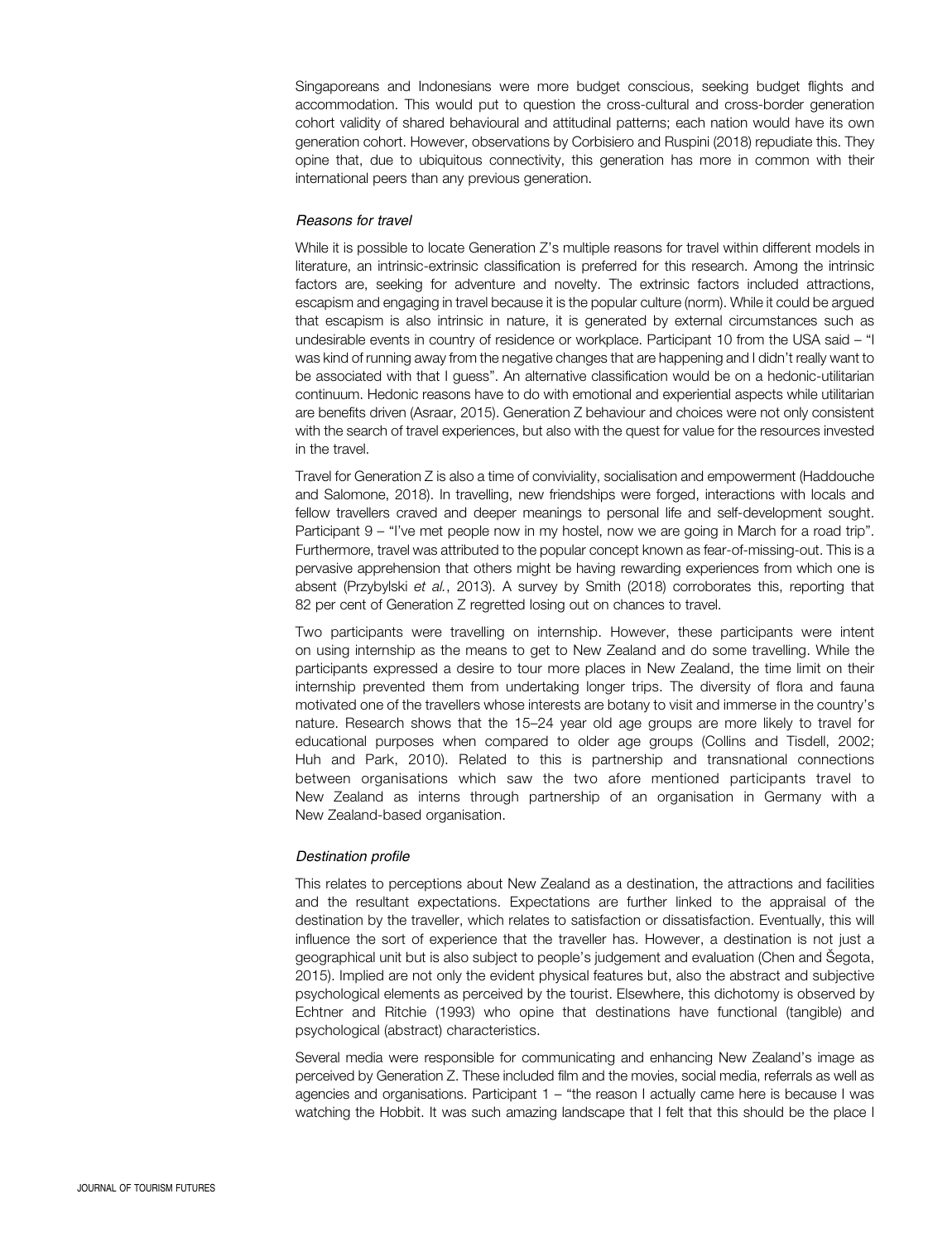Singaporeans and Indonesians were more budget conscious, seeking budget flights and accommodation. This would put to question the cross-cultural and cross-border generation cohort validity of shared behavioural and attitudinal patterns; each nation would have its own generation cohort. However, observations by Corbisiero and Ruspini (2018) repudiate this. They opine that, due to ubiquitous connectivity, this generation has more in common with their international peers than any previous generation.

*Reasons for travel*

While it is possible to locate Generation Z's multiple reasons for travel within different models in literature, an intrinsic-extrinsic classification is preferred for this research. Among the intrinsic factors are, seeking for adventure and novelty. The extrinsic factors included attractions, escapism and engaging in travel because it is the popular culture (norm). While it could be argued that escapism is also intrinsic in nature, it is generated by external circumstances such as undesirable events in country of residence or workplace. Participant 10 from the USA said – "I was kind of running away from the negative changes that are happening and I didn't really want to be associated with that I guess". An alternative classification would be on a hedonic-utilitarian continuum. Hedonic reasons have to do with emotional and experiential aspects while utilitarian are benefits driven (Asraar, 2015). Generation Z behaviour and choices were not only consistent with the search of travel experiences, but also with the quest for value for the resources invested in the travel.

Travel for Generation Z is also a time of conviviality, socialisation and empowerment (Haddouche and Salomone, 2018). In travelling, new friendships were forged, interactions with locals and fellow travellers craved and deeper meanings to personal life and self-development sought. Participant 9 – "I've met people now in my hostel, now we are going in March for a road trip". Furthermore, travel was attributed to the popular concept known as fear-of-missing-out. This is a pervasive apprehension that others might be having rewarding experiences from which one is absent (Przybylski *et al.*, 2013). A survey by Smith (2018) corroborates this, reporting that 82 per cent of Generation Z regretted losing out on chances to travel.

Two participants were travelling on internship. However, these participants were intent on using internship as the means to get to New Zealand and do some travelling. While the participants expressed a desire to tour more places in New Zealand, the time limit on their internship prevented them from undertaking longer trips. The diversity of flora and fauna motivated one of the travellers whose interests are botany to visit and immerse in the country's nature. Research shows that the 15–24 year old age groups are more likely to travel for educational purposes when compared to older age groups (Collins and Tisdell, 2002; Huh and Park, 2010). Related to this is partnership and transnational connections between organisations which saw the two afore mentioned participants travel to New Zealand as interns through partnership of an organisation in Germany with a New Zealand-based organisation.

*Destination profile*

This relates to perceptions about New Zealand as a destination, the attractions and facilities and the resultant expectations. Expectations are further linked to the appraisal of the destination by the traveller, which relates to satisfaction or dissatisfaction. Eventually, this will influence the sort of experience that the traveller has. However, a destination is not just a geographical unit but is also subject to people's judgement and evaluation (Chen and Šegota, 2015). Implied are not only the evident physical features but, also the abstract and subjective psychological elements as perceived by the tourist. Elsewhere, this dichotomy is observed by Echtner and Ritchie (1993) who opine that destinations have functional (tangible) and psychological (abstract) characteristics.

Several media were responsible for communicating and enhancing New Zealand's image as perceived by Generation Z. These included film and the movies, social media, referrals as well as agencies and organisations. Participant 1 – "the reason I actually came here is because I was watching the Hobbit. It was such amazing landscape that I felt that this should be the place I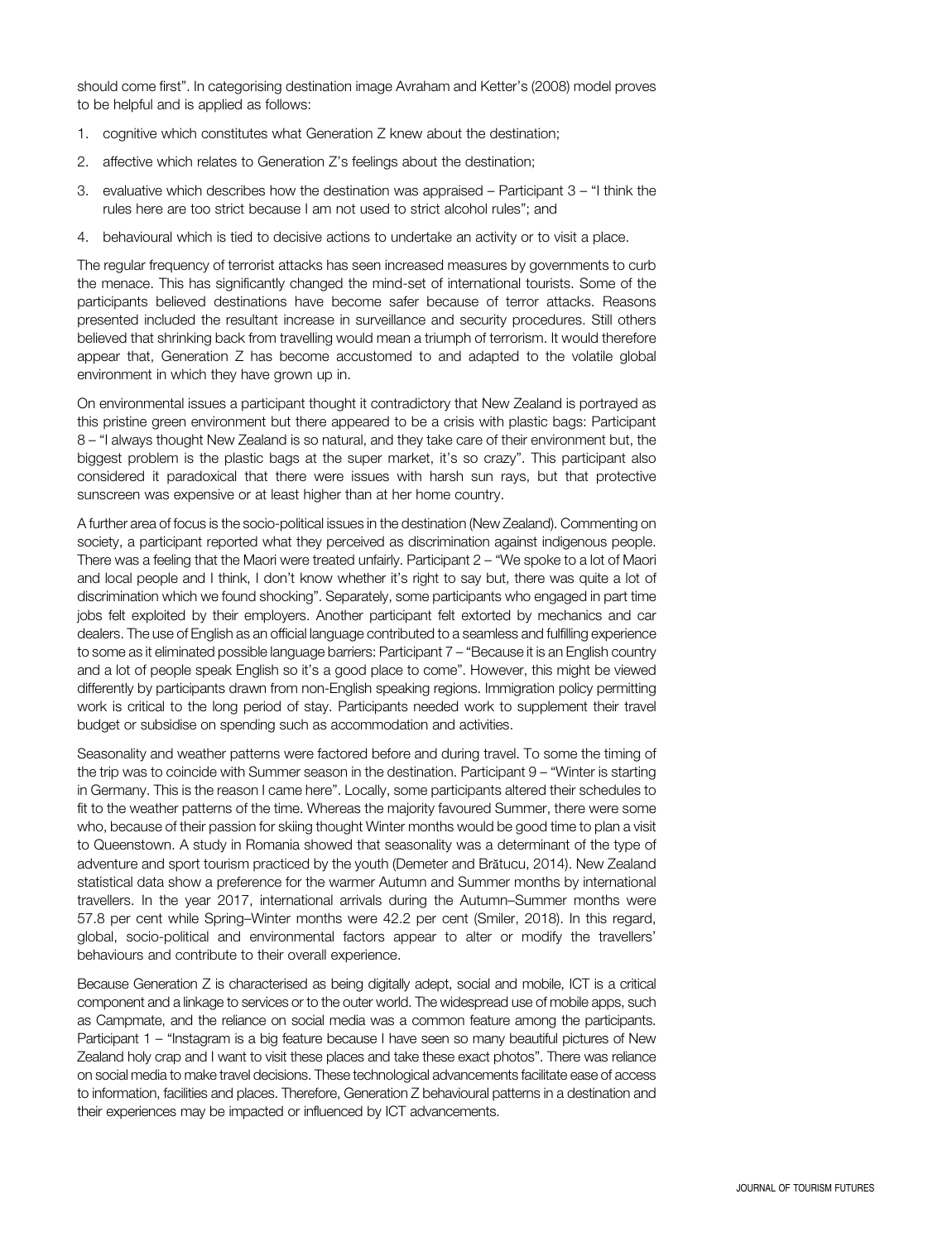should come first". In categorising destination image Avraham and Ketter's (2008) model proves to be helpful and is applied as follows:

1. cognitive which constitutes what Generation Z knew about the destination;
2. affective which relates to Generation Z's feelings about the destination;
3. evaluative which describes how the destination was appraised – Participant 3 – "I think the rules here are too strict because I am not used to strict alcohol rules"; and
4. behavioural which is tied to decisive actions to undertake an activity or to visit a place.

The regular frequency of terrorist attacks has seen increased measures by governments to curb the menace. This has significantly changed the mind-set of international tourists. Some of the participants believed destinations have become safer because of terror attacks. Reasons presented included the resultant increase in surveillance and security procedures. Still others believed that shrinking back from travelling would mean a triumph of terrorism. It would therefore appear that, Generation Z has become accustomed to and adapted to the volatile global environment in which they have grown up in.

On environmental issues a participant thought it contradictory that New Zealand is portrayed as this pristine green environment but there appeared to be a crisis with plastic bags: Participant 8 – "I always thought New Zealand is so natural, and they take care of their environment but, the biggest problem is the plastic bags at the super market, it's so crazy". This participant also considered it paradoxical that there were issues with harsh sun rays, but that protective sunscreen was expensive or at least higher than at her home country.

A further area of focus is the socio-political issues in the destination (New Zealand). Commenting on society, a participant reported what they perceived as discrimination against indigenous people. There was a feeling that the Maori were treated unfairly. Participant 2 – "We spoke to a lot of Maori and local people and I think, I don't know whether it's right to say but, there was quite a lot of discrimination which we found shocking". Separately, some participants who engaged in part time jobs felt exploited by their employers. Another participant felt extorted by mechanics and car dealers. The use of English as an official language contributed to a seamless and fulfilling experience to some as it eliminated possible language barriers: Participant 7 – "Because it is an English country and a lot of people speak English so it's a good place to come". However, this might be viewed differently by participants drawn from non-English speaking regions. Immigration policy permitting work is critical to the long period of stay. Participants needed work to supplement their travel budget or subsidise on spending such as accommodation and activities.

Seasonality and weather patterns were factored before and during travel. To some the timing of the trip was to coincide with Summer season in the destination. Participant 9 – "Winter is starting in Germany. This is the reason I came here". Locally, some participants altered their schedules to fit to the weather patterns of the time. Whereas the majority favoured Summer, there were some who, because of their passion for skiing thought Winter months would be good time to plan a visit to Queenstown. A study in Romania showed that seasonality was a determinant of the type of adventure and sport tourism practiced by the youth (Demeter and Brătucu, 2014). New Zealand statistical data show a preference for the warmer Autumn and Summer months by international travellers. In the year 2017, international arrivals during the Autumn–Summer months were 57.8 per cent while Spring–Winter months were 42.2 per cent (Smiler, 2018). In this regard, global, socio-political and environmental factors appear to alter or modify the travellers' behaviours and contribute to their overall experience.

Because Generation Z is characterised as being digitally adept, social and mobile, ICT is a critical component and a linkage to services or to the outer world. The widespread use of mobile apps, such as Campmate, and the reliance on social media was a common feature among the participants. Participant 1 – "Instagram is a big feature because I have seen so many beautiful pictures of New Zealand holy crap and I want to visit these places and take these exact photos". There was reliance on social media to make travel decisions. These technological advancements facilitate ease of access to information, facilities and places. Therefore, Generation Z behavioural patterns in a destination and their experiences may be impacted or influenced by ICT advancements.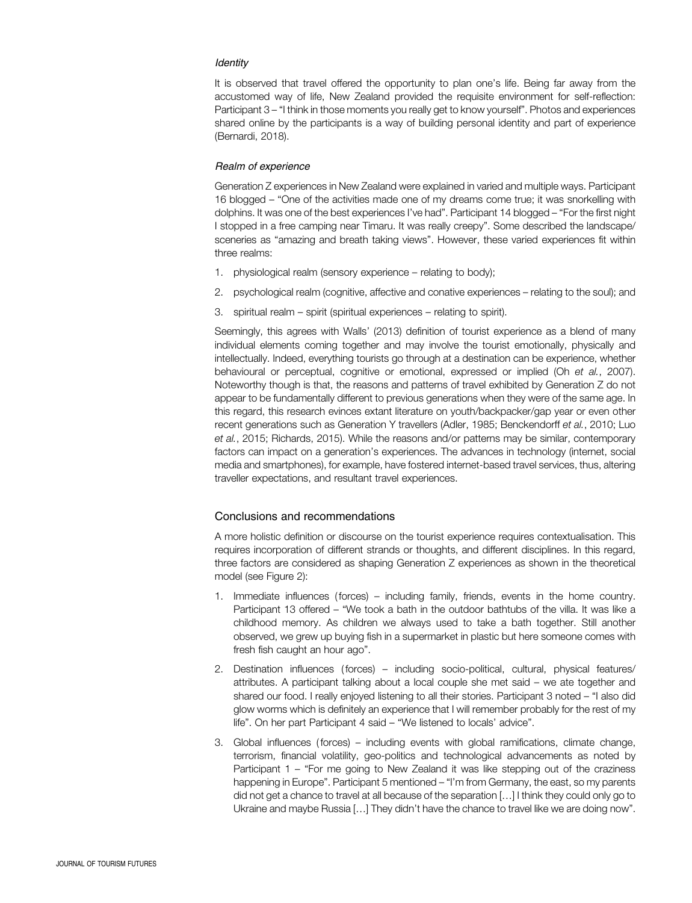### *Identity*

It is observed that travel offered the opportunity to plan one's life. Being far away from the accustomed way of life, New Zealand provided the requisite environment for self-reflection: Participant 3 – "I think in those moments you really get to know yourself". Photos and experiences shared online by the participants is a way of building personal identity and part of experience (Bernardi, 2018).

### *Realm of experience*

Generation Z experiences in New Zealand were explained in varied and multiple ways. Participant 16 blogged – "One of the activities made one of my dreams come true; it was snorkelling with dolphins. It was one of the best experiences I've had". Participant 14 blogged – "For the first night I stopped in a free camping near Timaru. It was really creepy". Some described the landscape/sceneries as "amazing and breath taking views". However, these varied experiences fit within three realms:

1. physiological realm (sensory experience – relating to body);
2. psychological realm (cognitive, affective and conative experiences – relating to the soul); and
3. spiritual realm – spirit (spiritual experiences – relating to spirit).

Seemingly, this agrees with Walls' (2013) definition of tourist experience as a blend of many individual elements coming together and may involve the tourist emotionally, physically and intellectually. Indeed, everything tourists go through at a destination can be experience, whether behavioural or perceptual, cognitive or emotional, expressed or implied (Oh *et al.*, 2007). Noteworthy though is that, the reasons and patterns of travel exhibited by Generation Z do not appear to be fundamentally different to previous generations when they were of the same age. In this regard, this research evinces extant literature on youth/backpacker/gap year or even other recent generations such as Generation Y travellers (Adler, 1985; Benckendorff *et al.*, 2010; Luo *et al.*, 2015; Richards, 2015). While the reasons and/or patterns may be similar, contemporary factors can impact on a generation's experiences. The advances in technology (internet, social media and smartphones), for example, have fostered internet-based travel services, thus, altering traveller expectations, and resultant travel experiences.

## Conclusions and recommendations

A more holistic definition or discourse on the tourist experience requires contextualisation. This requires incorporation of different strands or thoughts, and different disciplines. In this regard, three factors are considered as shaping Generation Z experiences as shown in the theoretical model (see Figure 2):

1. Immediate influences (forces) – including family, friends, events in the home country. Participant 13 offered – "We took a bath in the outdoor bathtubs of the villa. It was like a childhood memory. As children we always used to take a bath together. Still another observed, we grew up buying fish in a supermarket in plastic but here someone comes with fresh fish caught an hour ago".
2. Destination influences (forces) – including socio-political, cultural, physical features/attributes. A participant talking about a local couple she met said – we ate together and shared our food. I really enjoyed listening to all their stories. Participant 3 noted – "I also did glow worms which is definitely an experience that I will remember probably for the rest of my life". On her part Participant 4 said – "We listened to locals' advice".
3. Global influences (forces) – including events with global ramifications, climate change, terrorism, financial volatility, geo-politics and technological advancements as noted by Participant 1 – "For me going to New Zealand it was like stepping out of the craziness happening in Europe". Participant 5 mentioned – "I'm from Germany, the east, so my parents did not get a chance to travel at all because of the separation […] I think they could only go to Ukraine and maybe Russia […] They didn't have the chance to travel like we are doing now".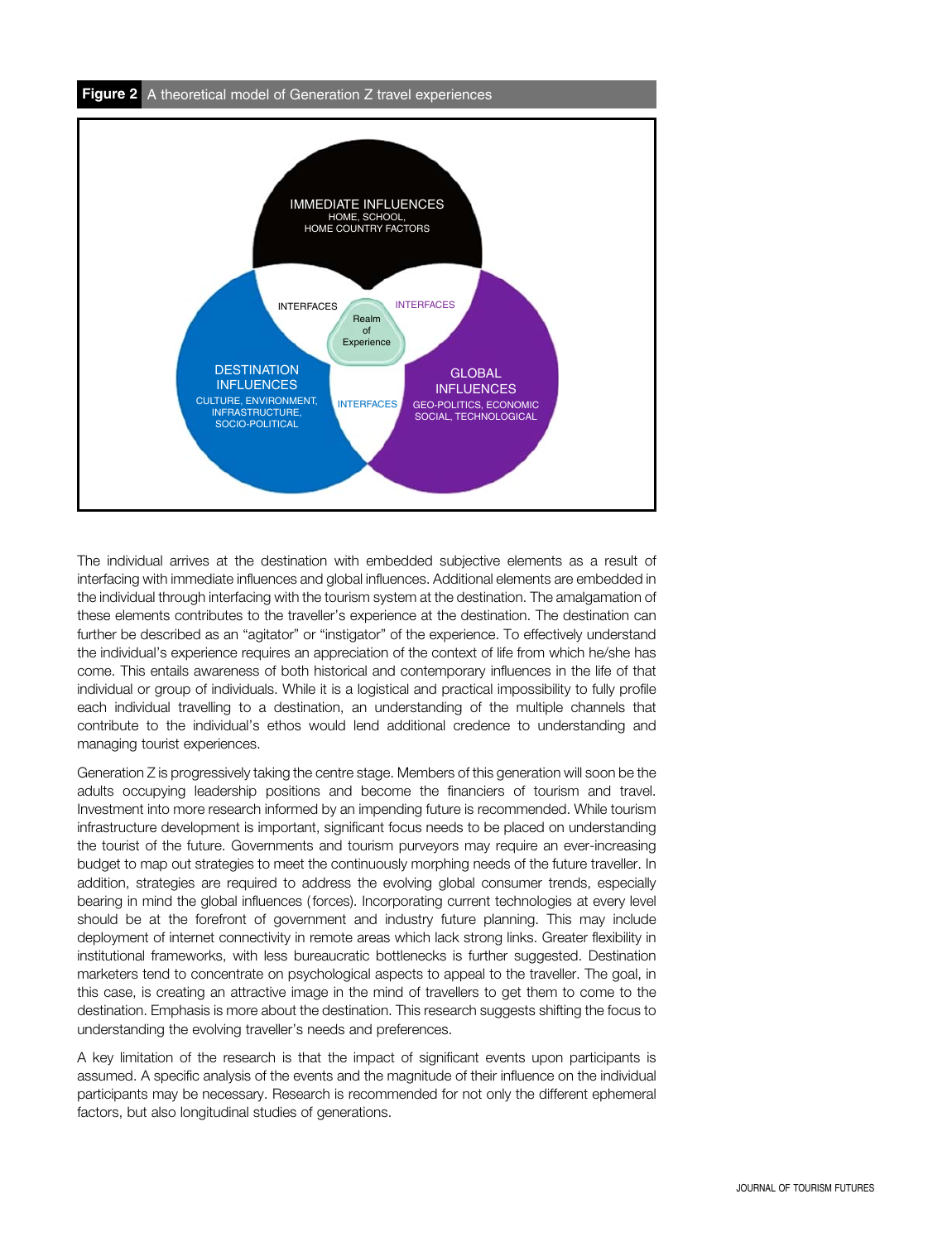**Figure 2** A theoretical model of Generation Z travel experiences

IMMEDIATE INFLUENCES
HOME, SCHOOL,
HOME COUNTRY FACTORS

INTERFACES

INTERFACES

Realm of Experience

DESTINATION INFLUENCES
CULTURE, ENVIRONMENT,
INFRASTRUCTURE,
SOCIO-POLITICAL

INTERFACES

GLOBAL INFLUENCES
GEO-POLITICS, ECONOMIC
SOCIAL, TECHNOLOGICAL

The individual arrives at the destination with embedded subjective elements as a result of interfacing with immediate influences and global influences. Additional elements are embedded in the individual through interfacing with the tourism system at the destination. The amalgamation of these elements contributes to the traveller's experience at the destination. The destination can further be described as an "agitator" or "instigator" of the experience. To effectively understand the individual's experience requires an appreciation of the context of life from which he/she has come. This entails awareness of both historical and contemporary influences in the life of that individual or group of individuals. While it is a logistical and practical impossibility to fully profile each individual travelling to a destination, an understanding of the multiple channels that contribute to the individual's ethos would lend additional credence to understanding and managing tourist experiences.

Generation Z is progressively taking the centre stage. Members of this generation will soon be the adults occupying leadership positions and become the financiers of tourism and travel. Investment into more research informed by an impending future is recommended. While tourism infrastructure development is important, significant focus needs to be placed on understanding the tourist of the future. Governments and tourism purveyors may require an ever-increasing budget to map out strategies to meet the continuously morphing needs of the future traveller. In addition, strategies are required to address the evolving global consumer trends, especially bearing in mind the global influences (forces). Incorporating current technologies at every level should be at the forefront of government and industry future planning. This may include deployment of internet connectivity in remote areas which lack strong links. Greater flexibility in institutional frameworks, with less bureaucratic bottlenecks is further suggested. Destination marketers tend to concentrate on psychological aspects to appeal to the traveller. The goal, in this case, is creating an attractive image in the mind of travellers to get them to come to the destination. Emphasis is more about the destination. This research suggests shifting the focus to understanding the evolving traveller's needs and preferences.

A key limitation of the research is that the impact of significant events upon participants is assumed. A specific analysis of the events and the magnitude of their influence on the individual participants may be necessary. Research is recommended for not only the different ephemeral factors, but also longitudinal studies of generations.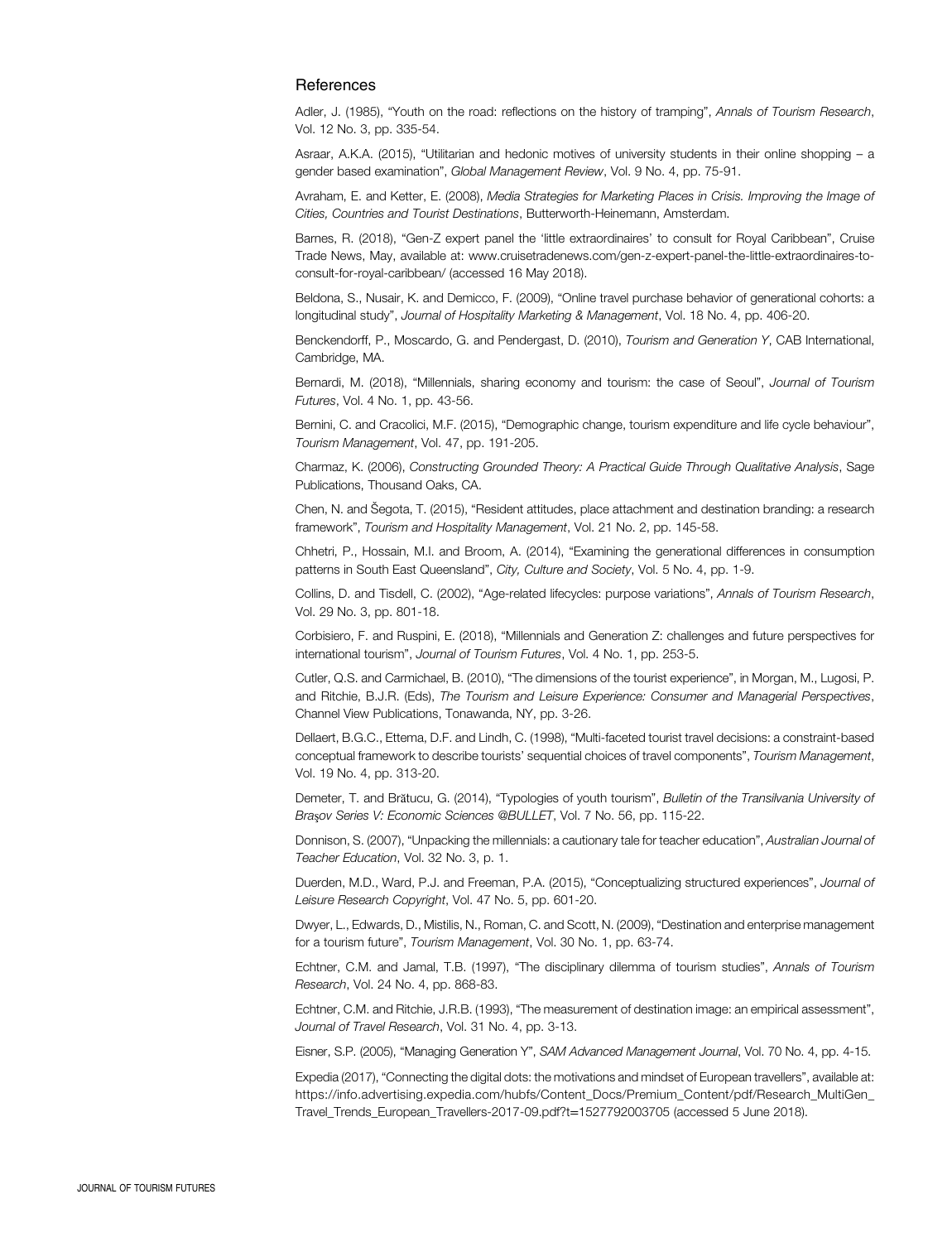## References

Adler, J. (1985), "Youth on the road: reflections on the history of tramping", *Annals of Tourism Research*, Vol. 12 No. 3, pp. 335-54.

Asraar, A.K.A. (2015), "Utilitarian and hedonic motives of university students in their online shopping – a gender based examination", *Global Management Review*, Vol. 9 No. 4, pp. 75-91.

Avraham, E. and Ketter, E. (2008), *Media Strategies for Marketing Places in Crisis. Improving the Image of Cities, Countries and Tourist Destinations*, Butterworth-Heinemann, Amsterdam.

Barnes, R. (2018), "Gen-Z expert panel the 'little extraordinaires' to consult for Royal Caribbean", Cruise Trade News, May, available at: www.cruisetradenews.com/gen-z-expert-panel-the-little-extraordinaires-to-consult-for-royal-caribbean/ (accessed 16 May 2018).

Beldona, S., Nusair, K. and Demicco, F. (2009), "Online travel purchase behavior of generational cohorts: a longitudinal study", *Journal of Hospitality Marketing & Management*, Vol. 18 No. 4, pp. 406-20.

Benckendorff, P., Moscardo, G. and Pendergast, D. (2010), *Tourism and Generation Y*, CAB International, Cambridge, MA.

Bernardi, M. (2018), "Millennials, sharing economy and tourism: the case of Seoul", *Journal of Tourism Futures*, Vol. 4 No. 1, pp. 43-56.

Bernini, C. and Cracolici, M.F. (2015), "Demographic change, tourism expenditure and life cycle behaviour", *Tourism Management*, Vol. 47, pp. 191-205.

Charmaz, K. (2006), *Constructing Grounded Theory: A Practical Guide Through Qualitative Analysis*, Sage Publications, Thousand Oaks, CA.

Chen, N. and Šegota, T. (2015), "Resident attitudes, place attachment and destination branding: a research framework", *Tourism and Hospitality Management*, Vol. 21 No. 2, pp. 145-58.

Chhetri, P., Hossain, M.I. and Broom, A. (2014), "Examining the generational differences in consumption patterns in South East Queensland", *City, Culture and Society*, Vol. 5 No. 4, pp. 1-9.

Collins, D. and Tisdell, C. (2002), "Age-related lifecycles: purpose variations", *Annals of Tourism Research*, Vol. 29 No. 3, pp. 801-18.

Corbisiero, F. and Ruspini, E. (2018), "Millennials and Generation Z: challenges and future perspectives for international tourism", *Journal of Tourism Futures*, Vol. 4 No. 1, pp. 253-5.

Cutler, Q.S. and Carmichael, B. (2010), "The dimensions of the tourist experience", in Morgan, M., Lugosi, P. and Ritchie, B.J.R. (Eds), *The Tourism and Leisure Experience: Consumer and Managerial Perspectives*, Channel View Publications, Tonawanda, NY, pp. 3-26.

Dellaert, B.G.C., Ettema, D.F. and Lindh, C. (1998), "Multi-faceted tourist travel decisions: a constraint-based conceptual framework to describe tourists' sequential choices of travel components", *Tourism Management*, Vol. 19 No. 4, pp. 313-20.

Demeter, T. and Brătucu, G. (2014), "Typologies of youth tourism", *Bulletin of the Transilvania University of Braşov Series V: Economic Sciences @BULLET*, Vol. 7 No. 56, pp. 115-22.

Donnison, S. (2007), "Unpacking the millennials: a cautionary tale for teacher education", *Australian Journal of Teacher Education*, Vol. 32 No. 3, p. 1.

Duerden, M.D., Ward, P.J. and Freeman, P.A. (2015), "Conceptualizing structured experiences", *Journal of Leisure Research Copyright*, Vol. 47 No. 5, pp. 601-20.

Dwyer, L., Edwards, D., Mistilis, N., Roman, C. and Scott, N. (2009), "Destination and enterprise management for a tourism future", *Tourism Management*, Vol. 30 No. 1, pp. 63-74.

Echtner, C.M. and Jamal, T.B. (1997), "The disciplinary dilemma of tourism studies", *Annals of Tourism Research*, Vol. 24 No. 4, pp. 868-83.

Echtner, C.M. and Ritchie, J.R.B. (1993), "The measurement of destination image: an empirical assessment", *Journal of Travel Research*, Vol. 31 No. 4, pp. 3-13.

Eisner, S.P. (2005), "Managing Generation Y", *SAM Advanced Management Journal*, Vol. 70 No. 4, pp. 4-15.

Expedia (2017), "Connecting the digital dots: the motivations and mindset of European travellers", available at: https://info.advertising.expedia.com/hubfs/Content_Docs/Premium_Content/pdf/Research_MultiGen_Travel_Trends_European_Travellers-2017-09.pdf?t=1527792003705 (accessed 5 June 2018).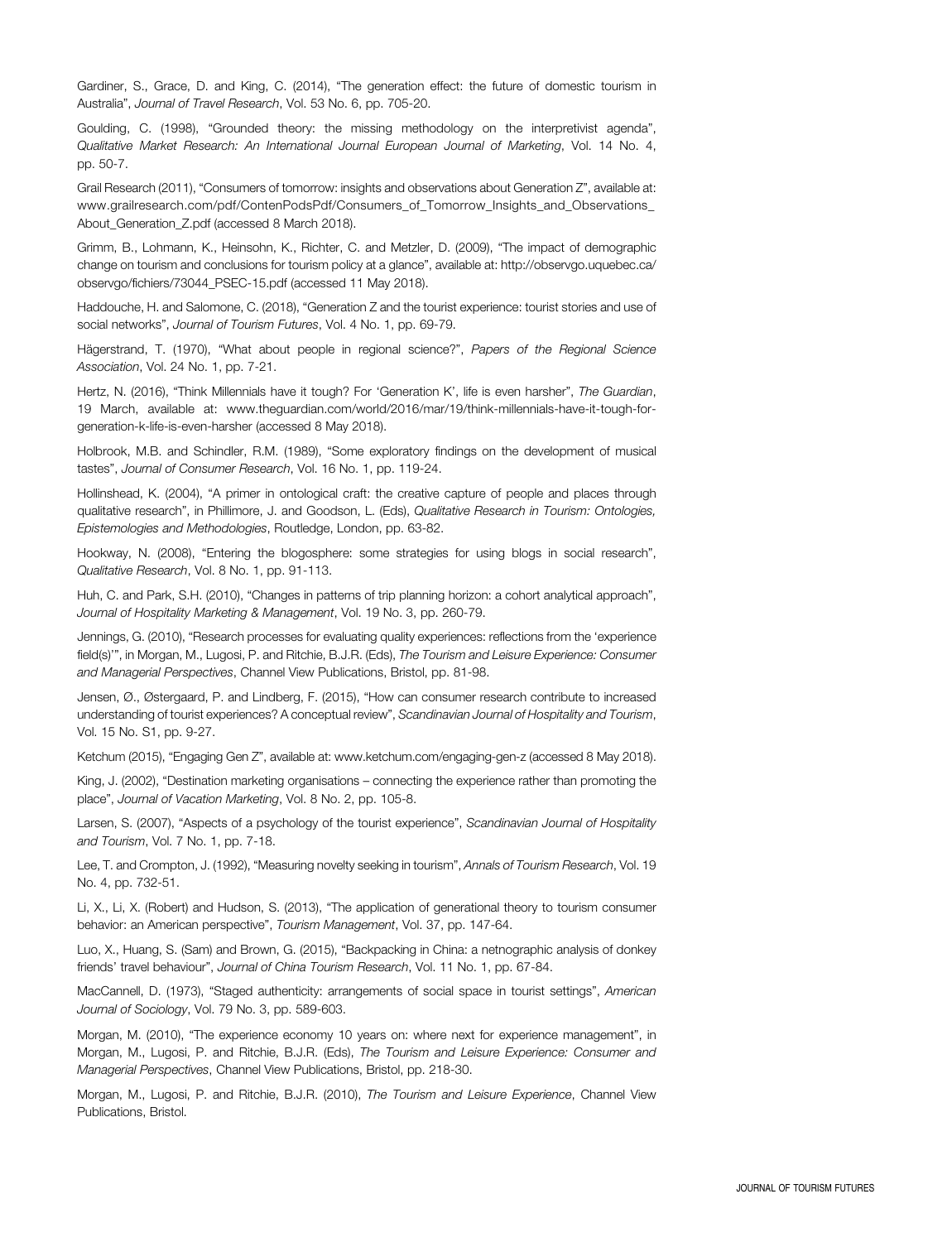Gardiner, S., Grace, D. and King, C. (2014), "The generation effect: the future of domestic tourism in Australia", *Journal of Travel Research*, Vol. 53 No. 6, pp. 705-20.

Goulding, C. (1998), "Grounded theory: the missing methodology on the interpretivist agenda", *Qualitative Market Research: An International Journal European Journal of Marketing*, Vol. 14 No. 4, pp. 50-7.

Grail Research (2011), "Consumers of tomorrow: insights and observations about Generation Z", available at: www.grailresearch.com/pdf/ContenPodsPdf/Consumers_of_Tomorrow_Insights_and_Observations_About_Generation_Z.pdf (accessed 8 March 2018).

Grimm, B., Lohmann, K., Heinsohn, K., Richter, C. and Metzler, D. (2009), "The impact of demographic change on tourism and conclusions for tourism policy at a glance", available at: http://observgo.uquebec.ca/observgo/fichiers/73044_PSEC-15.pdf (accessed 11 May 2018).

Haddouche, H. and Salomone, C. (2018), "Generation Z and the tourist experience: tourist stories and use of social networks", *Journal of Tourism Futures*, Vol. 4 No. 1, pp. 69-79.

Hägerstrand, T. (1970), "What about people in regional science?", *Papers of the Regional Science Association*, Vol. 24 No. 1, pp. 7-21.

Hertz, N. (2016), "Think Millennials have it tough? For 'Generation K', life is even harsher", *The Guardian*, 19 March, available at: www.theguardian.com/world/2016/mar/19/think-millennials-have-it-tough-for-generation-k-life-is-even-harsher (accessed 8 May 2018).

Holbrook, M.B. and Schindler, R.M. (1989), "Some exploratory findings on the development of musical tastes", *Journal of Consumer Research*, Vol. 16 No. 1, pp. 119-24.

Hollinshead, K. (2004), "A primer in ontological craft: the creative capture of people and places through qualitative research", in Phillimore, J. and Goodson, L. (Eds), *Qualitative Research in Tourism: Ontologies, Epistemologies and Methodologies*, Routledge, London, pp. 63-82.

Hookway, N. (2008), "Entering the blogosphere: some strategies for using blogs in social research", *Qualitative Research*, Vol. 8 No. 1, pp. 91-113.

Huh, C. and Park, S.H. (2010), "Changes in patterns of trip planning horizon: a cohort analytical approach", *Journal of Hospitality Marketing & Management*, Vol. 19 No. 3, pp. 260-79.

Jennings, G. (2010), "Research processes for evaluating quality experiences: reflections from the 'experience field(s)'", in Morgan, M., Lugosi, P. and Ritchie, B.J.R. (Eds), *The Tourism and Leisure Experience: Consumer and Managerial Perspectives*, Channel View Publications, Bristol, pp. 81-98.

Jensen, Ø., Østergaard, P. and Lindberg, F. (2015), "How can consumer research contribute to increased understanding of tourist experiences? A conceptual review", *Scandinavian Journal of Hospitality and Tourism*, Vol. 15 No. S1, pp. 9-27.

Ketchum (2015), "Engaging Gen Z", available at: www.ketchum.com/engaging-gen-z (accessed 8 May 2018).

King, J. (2002), "Destination marketing organisations – connecting the experience rather than promoting the place", *Journal of Vacation Marketing*, Vol. 8 No. 2, pp. 105-8.

Larsen, S. (2007), "Aspects of a psychology of the tourist experience", *Scandinavian Journal of Hospitality and Tourism*, Vol. 7 No. 1, pp. 7-18.

Lee, T. and Crompton, J. (1992), "Measuring novelty seeking in tourism", *Annals of Tourism Research*, Vol. 19 No. 4, pp. 732-51.

Li, X., Li, X. (Robert) and Hudson, S. (2013), "The application of generational theory to tourism consumer behavior: an American perspective", *Tourism Management*, Vol. 37, pp. 147-64.

Luo, X., Huang, S. (Sam) and Brown, G. (2015), "Backpacking in China: a netnographic analysis of donkey friends' travel behaviour", *Journal of China Tourism Research*, Vol. 11 No. 1, pp. 67-84.

MacCannell, D. (1973), "Staged authenticity: arrangements of social space in tourist settings", *American Journal of Sociology*, Vol. 79 No. 3, pp. 589-603.

Morgan, M. (2010), "The experience economy 10 years on: where next for experience management", in Morgan, M., Lugosi, P. and Ritchie, B.J.R. (Eds), *The Tourism and Leisure Experience: Consumer and Managerial Perspectives*, Channel View Publications, Bristol, pp. 218-30.

Morgan, M., Lugosi, P. and Ritchie, B.J.R. (2010), *The Tourism and Leisure Experience*, Channel View Publications, Bristol.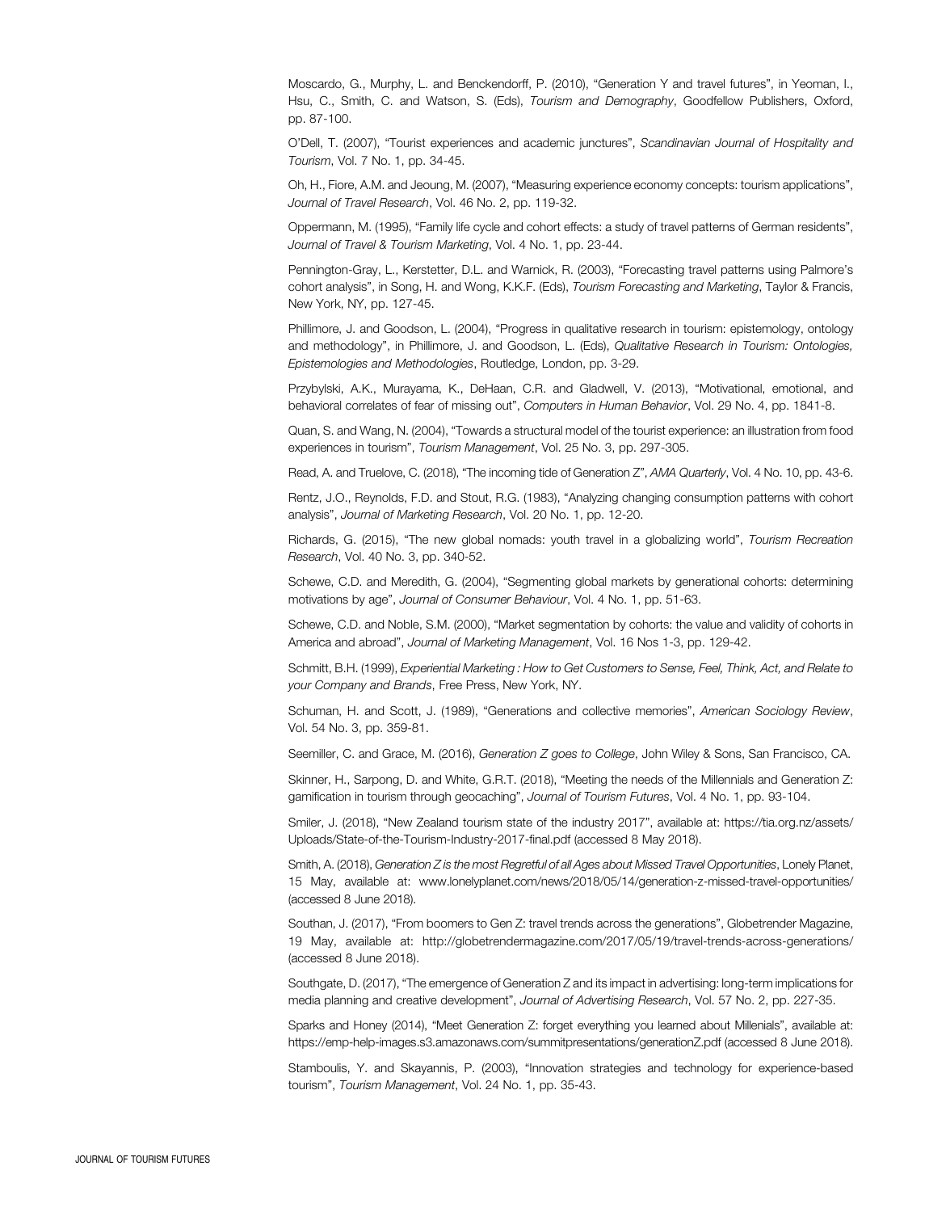Moscardo, G., Murphy, L. and Benckendorff, P. (2010), "Generation Y and travel futures", in Yeoman, I., Hsu, C., Smith, C. and Watson, S. (Eds), *Tourism and Demography*, Goodfellow Publishers, Oxford, pp. 87-100.

O'Dell, T. (2007), "Tourist experiences and academic junctures", *Scandinavian Journal of Hospitality and Tourism*, Vol. 7 No. 1, pp. 34-45.

Oh, H., Fiore, A.M. and Jeoung, M. (2007), "Measuring experience economy concepts: tourism applications", *Journal of Travel Research*, Vol. 46 No. 2, pp. 119-32.

Oppermann, M. (1995), "Family life cycle and cohort effects: a study of travel patterns of German residents", *Journal of Travel & Tourism Marketing*, Vol. 4 No. 1, pp. 23-44.

Pennington-Gray, L., Kerstetter, D.L. and Warnick, R. (2003), "Forecasting travel patterns using Palmore's cohort analysis", in Song, H. and Wong, K.K.F. (Eds), *Tourism Forecasting and Marketing*, Taylor & Francis, New York, NY, pp. 127-45.

Phillimore, J. and Goodson, L. (2004), "Progress in qualitative research in tourism: epistemology, ontology and methodology", in Phillimore, J. and Goodson, L. (Eds), *Qualitative Research in Tourism: Ontologies, Epistemologies and Methodologies*, Routledge, London, pp. 3-29.

Przybylski, A.K., Murayama, K., DeHaan, C.R. and Gladwell, V. (2013), "Motivational, emotional, and behavioral correlates of fear of missing out", *Computers in Human Behavior*, Vol. 29 No. 4, pp. 1841-8.

Quan, S. and Wang, N. (2004), "Towards a structural model of the tourist experience: an illustration from food experiences in tourism", *Tourism Management*, Vol. 25 No. 3, pp. 297-305.

Read, A. and Truelove, C. (2018), "The incoming tide of Generation Z", *AMA Quarterly*, Vol. 4 No. 10, pp. 43-6.

Rentz, J.O., Reynolds, F.D. and Stout, R.G. (1983), "Analyzing changing consumption patterns with cohort analysis", *Journal of Marketing Research*, Vol. 20 No. 1, pp. 12-20.

Richards, G. (2015), "The new global nomads: youth travel in a globalizing world", *Tourism Recreation Research*, Vol. 40 No. 3, pp. 340-52.

Schewe, C.D. and Meredith, G. (2004), "Segmenting global markets by generational cohorts: determining motivations by age", *Journal of Consumer Behaviour*, Vol. 4 No. 1, pp. 51-63.

Schewe, C.D. and Noble, S.M. (2000), "Market segmentation by cohorts: the value and validity of cohorts in America and abroad", *Journal of Marketing Management*, Vol. 16 Nos 1-3, pp. 129-42.

Schmitt, B.H. (1999), *Experiential Marketing : How to Get Customers to Sense, Feel, Think, Act, and Relate to your Company and Brands*, Free Press, New York, NY.

Schuman, H. and Scott, J. (1989), "Generations and collective memories", *American Sociology Review*, Vol. 54 No. 3, pp. 359-81.

Seemiller, C. and Grace, M. (2016), *Generation Z goes to College*, John Wiley & Sons, San Francisco, CA.

Skinner, H., Sarpong, D. and White, G.R.T. (2018), "Meeting the needs of the Millennials and Generation Z: gamification in tourism through geocaching", *Journal of Tourism Futures*, Vol. 4 No. 1, pp. 93-104.

Smiler, J. (2018), "New Zealand tourism state of the industry 2017", available at: https://tia.org.nz/assets/Uploads/State-of-the-Tourism-Industry-2017-final.pdf (accessed 8 May 2018).

Smith, A. (2018), *Generation Z is the most Regretful of all Ages about Missed Travel Opportunities*, Lonely Planet, 15 May, available at: www.lonelyplanet.com/news/2018/05/14/generation-z-missed-travel-opportunities/ (accessed 8 June 2018).

Southan, J. (2017), "From boomers to Gen Z: travel trends across the generations", Globetrender Magazine, 19 May, available at: http://globetrendermagazine.com/2017/05/19/travel-trends-across-generations/ (accessed 8 June 2018).

Southgate, D. (2017), "The emergence of Generation Z and its impact in advertising: long-term implications for media planning and creative development", *Journal of Advertising Research*, Vol. 57 No. 2, pp. 227-35.

Sparks and Honey (2014), "Meet Generation Z: forget everything you learned about Millenials", available at: https://emp-help-images.s3.amazonaws.com/summitpresentations/generationZ.pdf (accessed 8 June 2018).

Stamboulis, Y. and Skayannis, P. (2003), "Innovation strategies and technology for experience-based tourism", *Tourism Management*, Vol. 24 No. 1, pp. 35-43.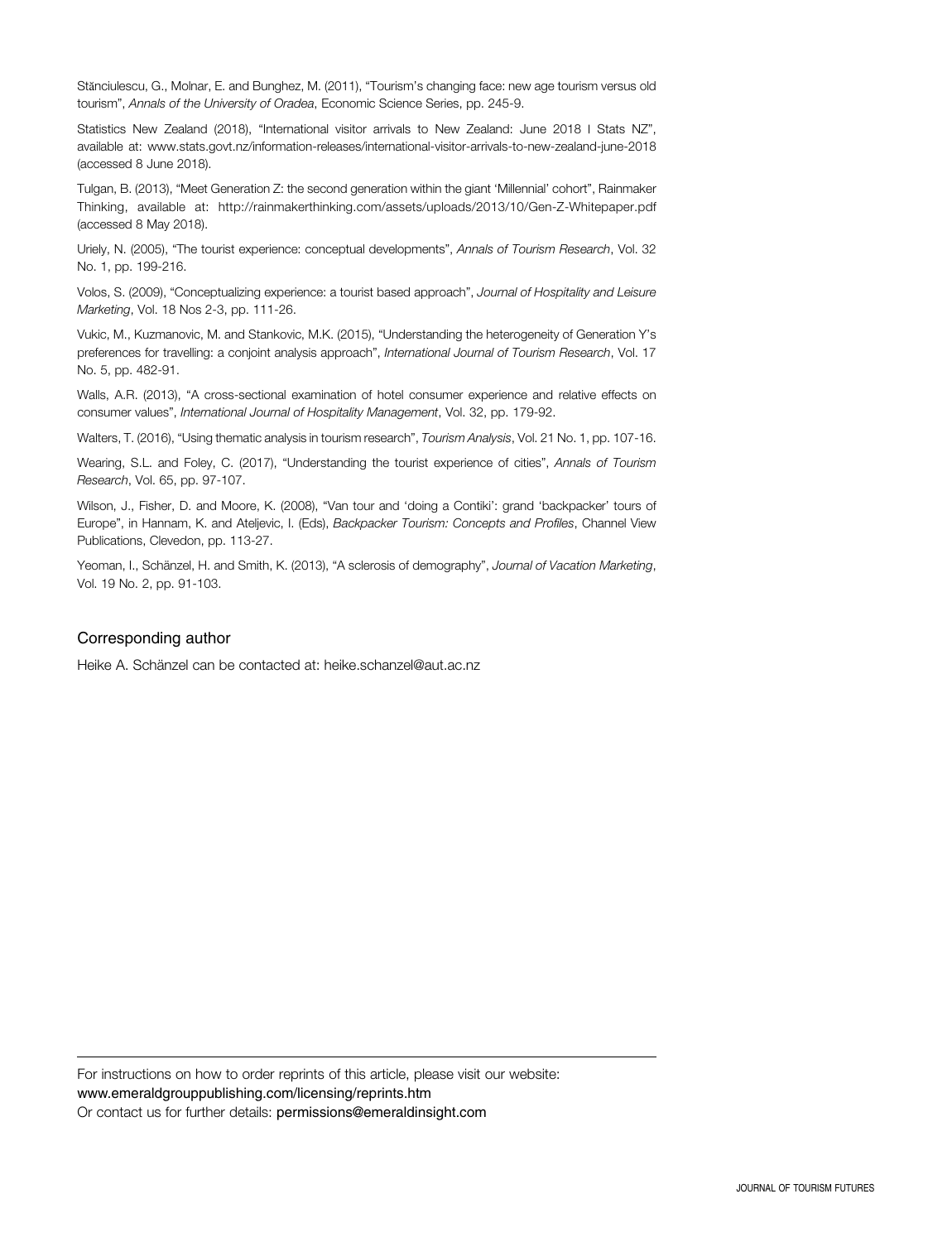Stănciulescu, G., Molnar, E. and Bunghez, M. (2011), “Tourism’s changing face: new age tourism versus old tourism”, *Annals of the University of Oradea*, Economic Science Series, pp. 245-9.

Statistics New Zealand (2018), “International visitor arrivals to New Zealand: June 2018 | Stats NZ”, available at: www.stats.govt.nz/information-releases/international-visitor-arrivals-to-new-zealand-june-2018 (accessed 8 June 2018).

Tulgan, B. (2013), “Meet Generation Z: the second generation within the giant ‘Millennial’ cohort”, Rainmaker Thinking, available at: http://rainmakerthinking.com/assets/uploads/2013/10/Gen-Z-Whitepaper.pdf (accessed 8 May 2018).

Uriely, N. (2005), “The tourist experience: conceptual developments”, *Annals of Tourism Research*, Vol. 32 No. 1, pp. 199-216.

Volos, S. (2009), “Conceptualizing experience: a tourist based approach”, *Journal of Hospitality and Leisure Marketing*, Vol. 18 Nos 2-3, pp. 111-26.

Vukic, M., Kuzmanovic, M. and Stankovic, M.K. (2015), “Understanding the heterogeneity of Generation Y’s preferences for travelling: a conjoint analysis approach”, *International Journal of Tourism Research*, Vol. 17 No. 5, pp. 482-91.

Walls, A.R. (2013), “A cross-sectional examination of hotel consumer experience and relative effects on consumer values”, *International Journal of Hospitality Management*, Vol. 32, pp. 179-92.

Walters, T. (2016), “Using thematic analysis in tourism research”, *Tourism Analysis*, Vol. 21 No. 1, pp. 107-16.

Wearing, S.L. and Foley, C. (2017), “Understanding the tourist experience of cities”, *Annals of Tourism Research*, Vol. 65, pp. 97-107.

Wilson, J., Fisher, D. and Moore, K. (2008), “Van tour and ‘doing a Contiki’: grand ‘backpacker’ tours of Europe”, in Hannam, K. and Ateljevic, I. (Eds), *Backpacker Tourism: Concepts and Profiles*, Channel View Publications, Clevedon, pp. 113-27.

Yeoman, I., Schänzel, H. and Smith, K. (2013), “A sclerosis of demography”, *Journal of Vacation Marketing*, Vol. 19 No. 2, pp. 91-103.

## Corresponding author

Heike A. Schänzel can be contacted at: heike.schanzel@aut.ac.nz

For instructions on how to order reprints of this article, please visit our website:
www.emeraldgrouppublishing.com/licensing/reprints.htm
Or contact us for further details: permissions@emeraldinsight.com